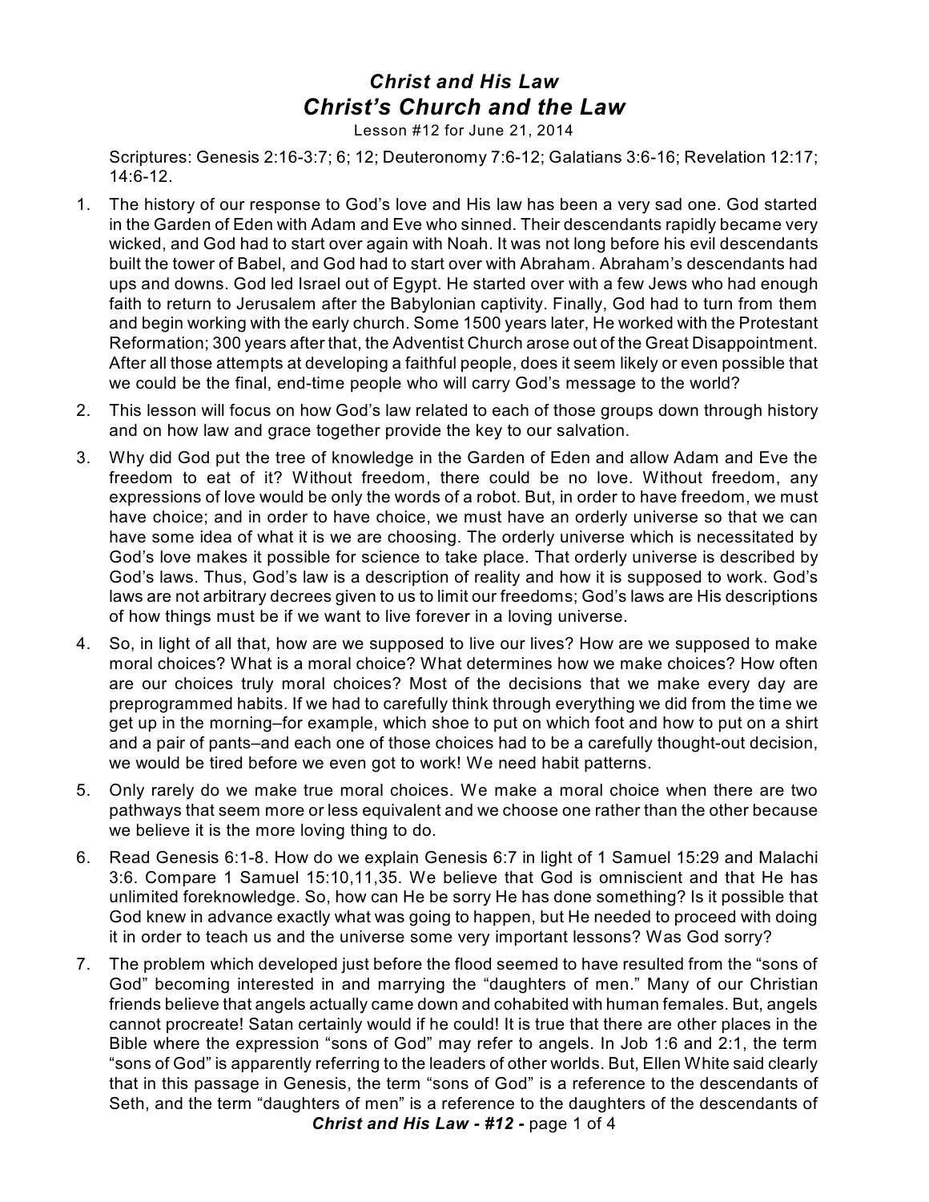# *Christ and His Law*

## *Christ's Church and the Law*

Lesson #12 for June 21, 2014

Scriptures: Genesis 2:16-3:7; 6; 12; Deuteronomy 7:6-12; Galatians 3:6-16; Revelation 12:17; 14:6-12.

1. The history of our response to God's love and His law has been a very sad one. God started in the Garden of Eden with Adam and Eve who sinned. Their descendants rapidly became very wicked, and God had to start over again with Noah. It was not long before his evil descendants built the tower of Babel, and God had to start over with Abraham. Abraham's descendants had ups and downs. God led Israel out of Egypt. He started over with a few Jews who had enough faith to return to Jerusalem after the Babylonian captivity. Finally, God had to turn from them and begin working with the early church. Some 1500 years later, He worked with the Protestant Reformation; 300 years after that, the Adventist Church arose out of the Great Disappointment. After all those attempts at developing a faithful people, does it seem likely or even possible that we could be the final, end-time people who will carry God's message to the world?
2. This lesson will focus on how God's law related to each of those groups down through history and on how law and grace together provide the key to our salvation.
3. Why did God put the tree of knowledge in the Garden of Eden and allow Adam and Eve the freedom to eat of it? Without freedom, there could be no love. Without freedom, any expressions of love would be only the words of a robot. But, in order to have freedom, we must have choice; and in order to have choice, we must have an orderly universe so that we can have some idea of what it is we are choosing. The orderly universe which is necessitated by God's love makes it possible for science to take place. That orderly universe is described by God's laws. Thus, God's law is a description of reality and how it is supposed to work. God's laws are not arbitrary decrees given to us to limit our freedoms; God's laws are His descriptions of how things must be if we want to live forever in a loving universe.
4. So, in light of all that, how are we supposed to live our lives? How are we supposed to make moral choices? What is a moral choice? What determines how we make choices? How often are our choices truly moral choices? Most of the decisions that we make every day are preprogrammed habits. If we had to carefully think through everything we did from the time we get up in the morning–for example, which shoe to put on which foot and how to put on a shirt and a pair of pants–and each one of those choices had to be a carefully thought-out decision, we would be tired before we even got to work! We need habit patterns.
5. Only rarely do we make true moral choices. We make a moral choice when there are two pathways that seem more or less equivalent and we choose one rather than the other because we believe it is the more loving thing to do.
6. Read Genesis 6:1-8. How do we explain Genesis 6:7 in light of 1 Samuel 15:29 and Malachi 3:6. Compare 1 Samuel 15:10,11,35. We believe that God is omniscient and that He has unlimited foreknowledge. So, how can He be sorry He has done something? Is it possible that God knew in advance exactly what was going to happen, but He needed to proceed with doing it in order to teach us and the universe some very important lessons? Was God sorry?
7. The problem which developed just before the flood seemed to have resulted from the "sons of God" becoming interested in and marrying the "daughters of men." Many of our Christian friends believe that angels actually came down and cohabited with human females. But, angels cannot procreate! Satan certainly would if he could! It is true that there are other places in the Bible where the expression "sons of God" may refer to angels. In Job 1:6 and 2:1, the term "sons of God" is apparently referring to the leaders of other worlds. But, Ellen White said clearly that in this passage in Genesis, the term "sons of God" is a reference to the descendants of Seth, and the term "daughters of men" is a reference to the daughters of the descendants of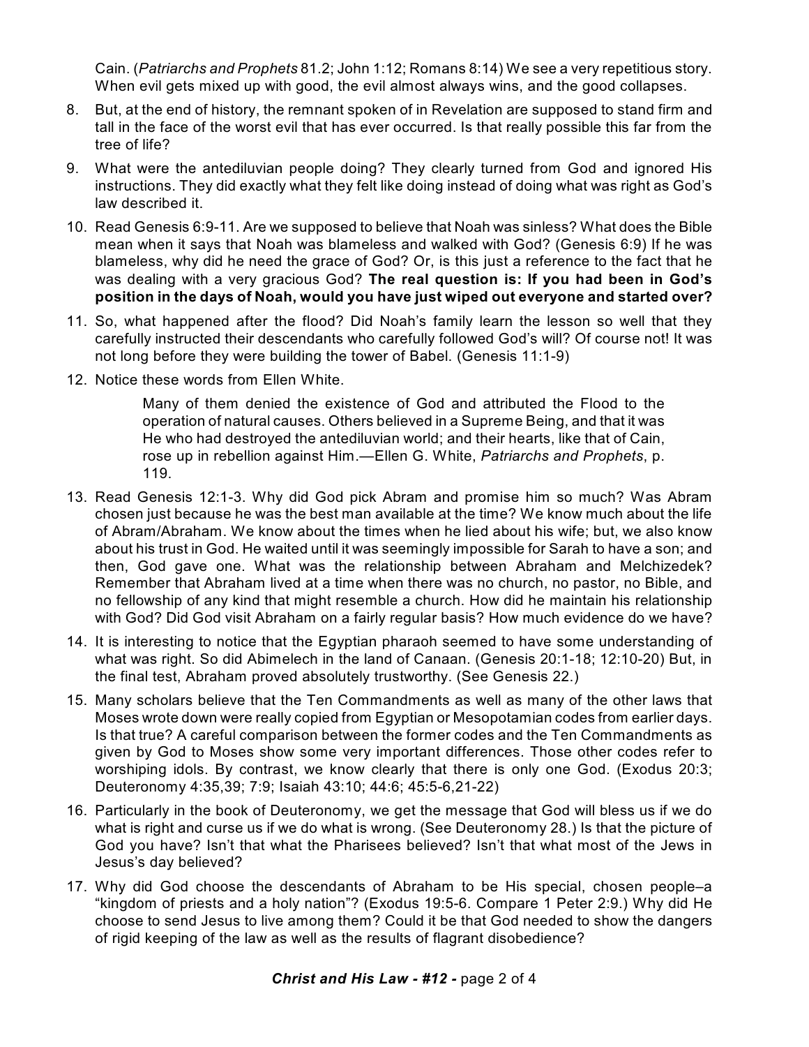Cain. (*Patriarchs and Prophets* 81.2; John 1:12; Romans 8:14) We see a very repetitious story. When evil gets mixed up with good, the evil almost always wins, and the good collapses.

8. But, at the end of history, the remnant spoken of in Revelation are supposed to stand firm and tall in the face of the worst evil that has ever occurred. Is that really possible this far from the tree of life?

9. What were the antediluvian people doing? They clearly turned from God and ignored His instructions. They did exactly what they felt like doing instead of doing what was right as God's law described it.

10. Read Genesis 6:9-11. Are we supposed to believe that Noah was sinless? What does the Bible mean when it says that Noah was blameless and walked with God? (Genesis 6:9) If he was blameless, why did he need the grace of God? Or, is this just a reference to the fact that he was dealing with a very gracious God? **The real question is: If you had been in God's position in the days of Noah, would you have just wiped out everyone and started over?**

11. So, what happened after the flood? Did Noah's family learn the lesson so well that they carefully instructed their descendants who carefully followed God's will? Of course not! It was not long before they were building the tower of Babel. (Genesis 11:1-9)

12. Notice these words from Ellen White.

    > Many of them denied the existence of God and attributed the Flood to the operation of natural causes. Others believed in a Supreme Being, and that it was He who had destroyed the antediluvian world; and their hearts, like that of Cain, rose up in rebellion against Him.—Ellen G. White, *Patriarchs and Prophets*, p. 119.

13. Read Genesis 12:1-3. Why did God pick Abram and promise him so much? Was Abram chosen just because he was the best man available at the time? We know much about the life of Abram/Abraham. We know about the times when he lied about his wife; but, we also know about his trust in God. He waited until it was seemingly impossible for Sarah to have a son; and then, God gave one. What was the relationship between Abraham and Melchizedek? Remember that Abraham lived at a time when there was no church, no pastor, no Bible, and no fellowship of any kind that might resemble a church. How did he maintain his relationship with God? Did God visit Abraham on a fairly regular basis? How much evidence do we have?

14. It is interesting to notice that the Egyptian pharaoh seemed to have some understanding of what was right. So did Abimelech in the land of Canaan. (Genesis 20:1-18; 12:10-20) But, in the final test, Abraham proved absolutely trustworthy. (See Genesis 22.)

15. Many scholars believe that the Ten Commandments as well as many of the other laws that Moses wrote down were really copied from Egyptian or Mesopotamian codes from earlier days. Is that true? A careful comparison between the former codes and the Ten Commandments as given by God to Moses show some very important differences. Those other codes refer to worshiping idols. By contrast, we know clearly that there is only one God. (Exodus 20:3; Deuteronomy 4:35,39; 7:9; Isaiah 43:10; 44:6; 45:5-6,21-22)

16. Particularly in the book of Deuteronomy, we get the message that God will bless us if we do what is right and curse us if we do what is wrong. (See Deuteronomy 28.) Is that the picture of God you have? Isn't that what the Pharisees believed? Isn't that what most of the Jews in Jesus's day believed?

17. Why did God choose the descendants of Abraham to be His special, chosen people–a "kingdom of priests and a holy nation"? (Exodus 19:5-6. Compare 1 Peter 2:9.) Why did He choose to send Jesus to live among them? Could it be that God needed to show the dangers of rigid keeping of the law as well as the results of flagrant disobedience?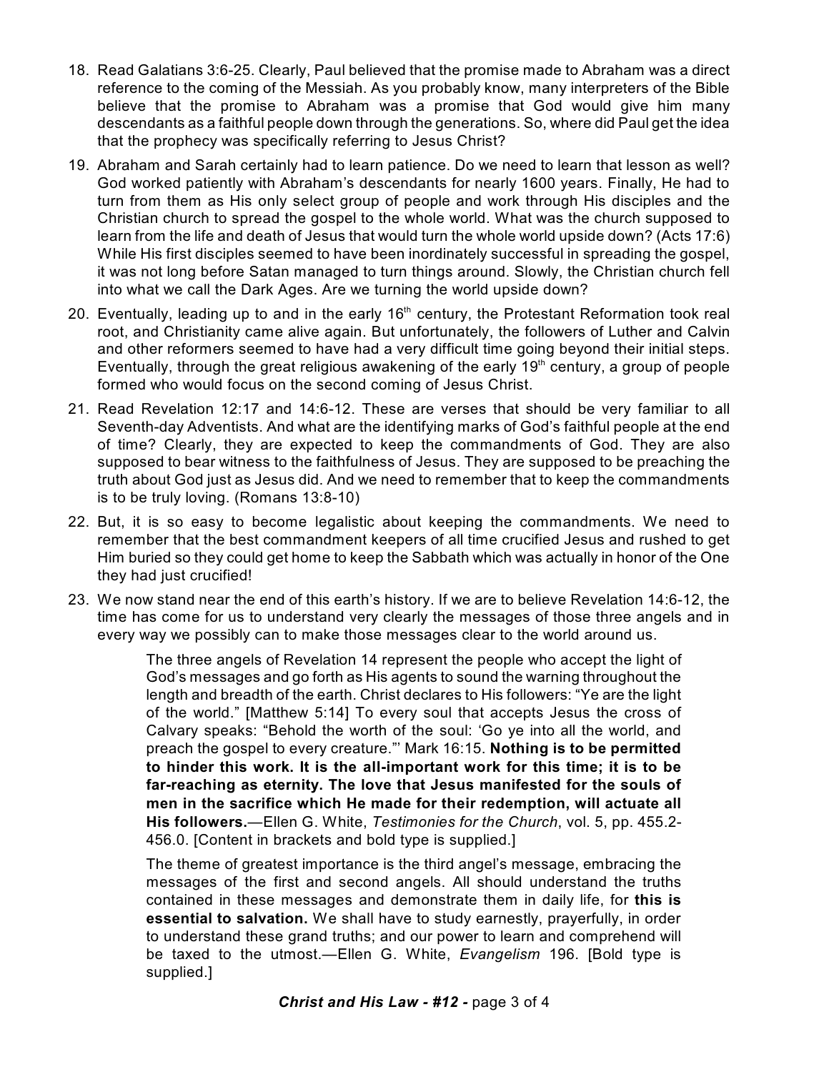18. Read Galatians 3:6-25. Clearly, Paul believed that the promise made to Abraham was a direct reference to the coming of the Messiah. As you probably know, many interpreters of the Bible believe that the promise to Abraham was a promise that God would give him many descendants as a faithful people down through the generations. So, where did Paul get the idea that the prophecy was specifically referring to Jesus Christ?

19. Abraham and Sarah certainly had to learn patience. Do we need to learn that lesson as well? God worked patiently with Abraham's descendants for nearly 1600 years. Finally, He had to turn from them as His only select group of people and work through His disciples and the Christian church to spread the gospel to the whole world. What was the church supposed to learn from the life and death of Jesus that would turn the whole world upside down? (Acts 17:6) While His first disciples seemed to have been inordinately successful in spreading the gospel, it was not long before Satan managed to turn things around. Slowly, the Christian church fell into what we call the Dark Ages. Are we turning the world upside down?

20. Eventually, leading up to and in the early 16th century, the Protestant Reformation took real root, and Christianity came alive again. But unfortunately, the followers of Luther and Calvin and other reformers seemed to have had a very difficult time going beyond their initial steps. Eventually, through the great religious awakening of the early 19th century, a group of people formed who would focus on the second coming of Jesus Christ.

21. Read Revelation 12:17 and 14:6-12. These are verses that should be very familiar to all Seventh-day Adventists. And what are the identifying marks of God's faithful people at the end of time? Clearly, they are expected to keep the commandments of God. They are also supposed to bear witness to the faithfulness of Jesus. They are supposed to be preaching the truth about God just as Jesus did. And we need to remember that to keep the commandments is to be truly loving. (Romans 13:8-10)

22. But, it is so easy to become legalistic about keeping the commandments. We need to remember that the best commandment keepers of all time crucified Jesus and rushed to get Him buried so they could get home to keep the Sabbath which was actually in honor of the One they had just crucified!

23. We now stand near the end of this earth's history. If we are to believe Revelation 14:6-12, the time has come for us to understand very clearly the messages of those three angels and in every way we possibly can to make those messages clear to the world around us.

> The three angels of Revelation 14 represent the people who accept the light of God's messages and go forth as His agents to sound the warning throughout the length and breadth of the earth. Christ declares to His followers: "Ye are the light of the world." [Matthew 5:14] To every soul that accepts Jesus the cross of Calvary speaks: "Behold the worth of the soul: 'Go ye into all the world, and preach the gospel to every creature.'" Mark 16:15. **Nothing is to be permitted to hinder this work. It is the all-important work for this time; it is to be far-reaching as eternity. The love that Jesus manifested for the souls of men in the sacrifice which He made for their redemption, will actuate all His followers.**—Ellen G. White, *Testimonies for the Church*, vol. 5, pp. 455.2-456.0. [Content in brackets and bold type is supplied.]

> The theme of greatest importance is the third angel's message, embracing the messages of the first and second angels. All should understand the truths contained in these messages and demonstrate them in daily life, for **this is essential to salvation.** We shall have to study earnestly, prayerfully, in order to understand these grand truths; and our power to learn and comprehend will be taxed to the utmost.—Ellen G. White, *Evangelism* 196. [Bold type is supplied.]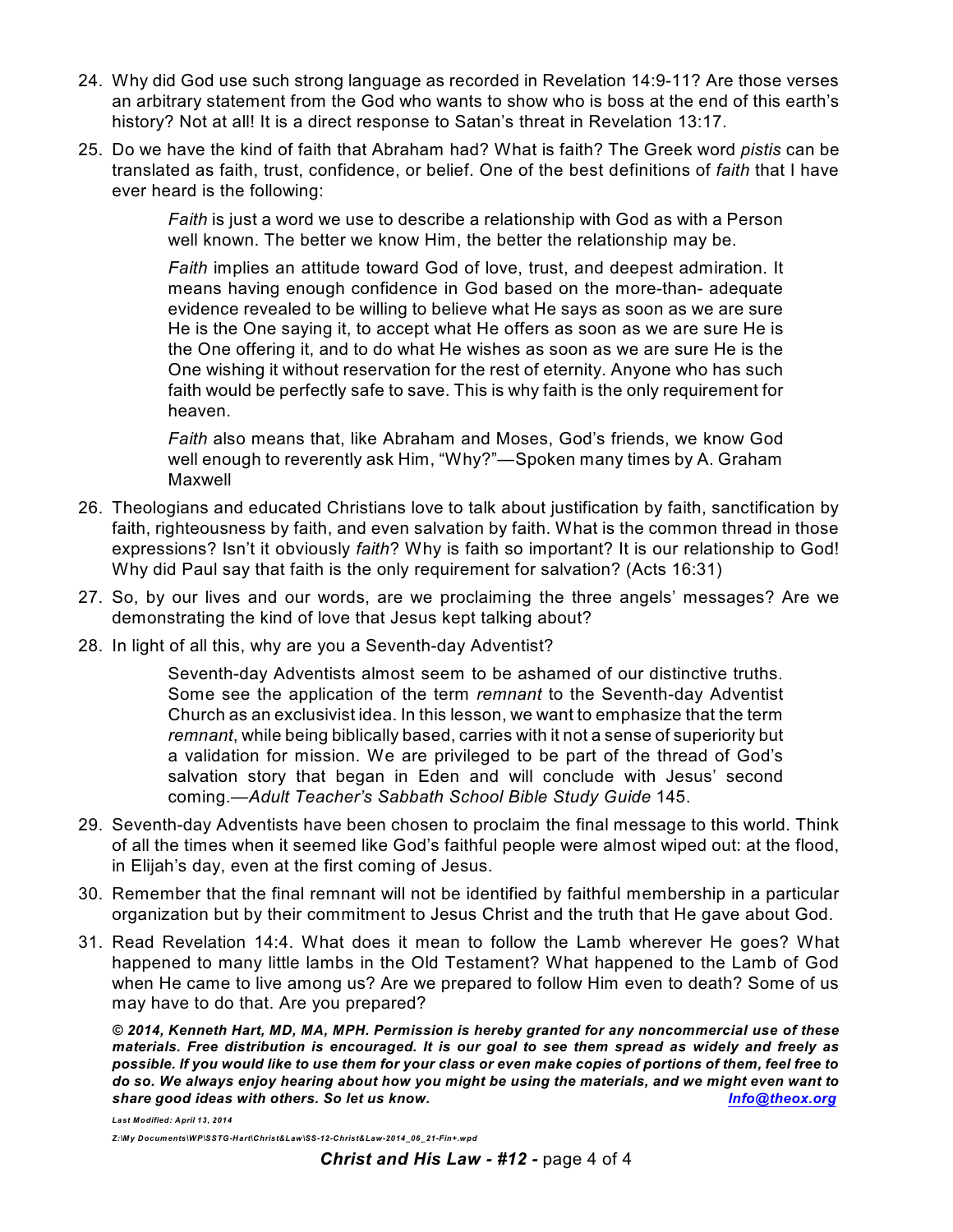24. Why did God use such strong language as recorded in Revelation 14:9-11? Are those verses an arbitrary statement from the God who wants to show who is boss at the end of this earth's history? Not at all! It is a direct response to Satan's threat in Revelation 13:17.

25. Do we have the kind of faith that Abraham had? What is faith? The Greek word *pistis* can be translated as faith, trust, confidence, or belief. One of the best definitions of *faith* that I have ever heard is the following:

   > *Faith* is just a word we use to describe a relationship with God as with a Person well known. The better we know Him, the better the relationship may be.
   >
   > *Faith* implies an attitude toward God of love, trust, and deepest admiration. It means having enough confidence in God based on the more-than- adequate evidence revealed to be willing to believe what He says as soon as we are sure He is the One saying it, to accept what He offers as soon as we are sure He is the One offering it, and to do what He wishes as soon as we are sure He is the One wishing it without reservation for the rest of eternity. Anyone who has such faith would be perfectly safe to save. This is why faith is the only requirement for heaven.
   >
   > *Faith* also means that, like Abraham and Moses, God's friends, we know God well enough to reverently ask Him, "Why?"—Spoken many times by A. Graham Maxwell

26. Theologians and educated Christians love to talk about justification by faith, sanctification by faith, righteousness by faith, and even salvation by faith. What is the common thread in those expressions? Isn't it obviously *faith*? Why is faith so important? It is our relationship to God! Why did Paul say that faith is the only requirement for salvation? (Acts 16:31)

27. So, by our lives and our words, are we proclaiming the three angels' messages? Are we demonstrating the kind of love that Jesus kept talking about?

28. In light of all this, why are you a Seventh-day Adventist?

   > Seventh-day Adventists almost seem to be ashamed of our distinctive truths. Some see the application of the term *remnant* to the Seventh-day Adventist Church as an exclusivist idea. In this lesson, we want to emphasize that the term *remnant*, while being biblically based, carries with it not a sense of superiority but a validation for mission. We are privileged to be part of the thread of God's salvation story that began in Eden and will conclude with Jesus' second coming.—*Adult Teacher's Sabbath School Bible Study Guide* 145.

29. Seventh-day Adventists have been chosen to proclaim the final message to this world. Think of all the times when it seemed like God's faithful people were almost wiped out: at the flood, in Elijah's day, even at the first coming of Jesus.

30. Remember that the final remnant will not be identified by faithful membership in a particular organization but by their commitment to Jesus Christ and the truth that He gave about God.

31. Read Revelation 14:4. What does it mean to follow the Lamb wherever He goes? What happened to many little lambs in the Old Testament? What happened to the Lamb of God when He came to live among us? Are we prepared to follow Him even to death? Some of us may have to do that. Are you prepared?

***© 2014, Kenneth Hart, MD, MA, MPH. Permission is hereby granted for any noncommercial use of these materials. Free distribution is encouraged. It is our goal to see them spread as widely and freely as possible. If you would like to use them for your class or even make copies of portions of them, feel free to do so. We always enjoy hearing about how you might be using the materials, and we might even want to share good ideas with others. So let us know.*** ***Info@theox.org***

***Last Modified: April 13, 2014***

***Z:\My Documents\WP\SSTG-Hart\Christ&Law\SS-12-Christ&Law-2014_06_21-Fin+.wpd***